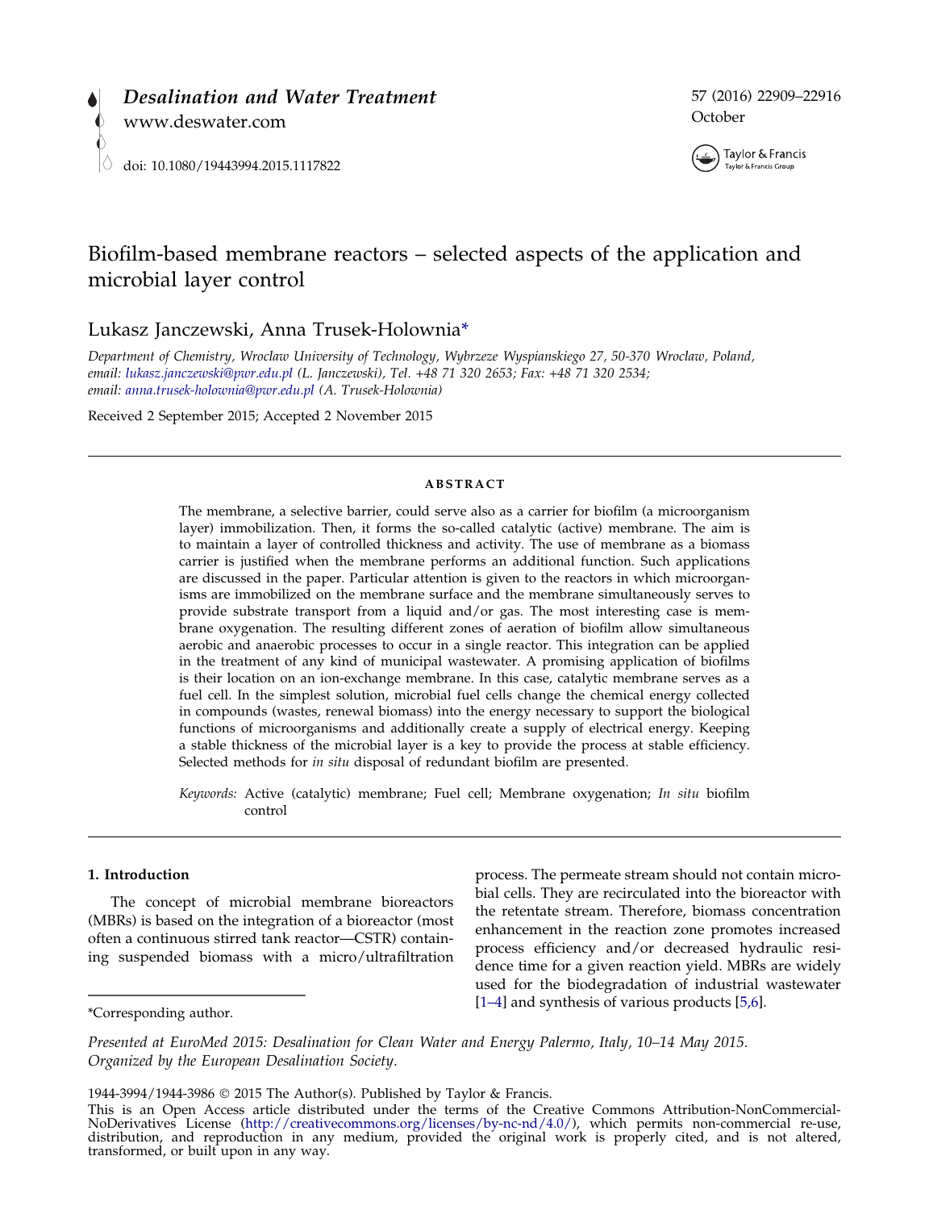# Biofilm-based membrane reactors – selected aspects of the application and microbial layer control

Lukasz Janczewski, Anna Trusek-Holownia*

*Department of Chemistry, Wroclaw University of Technology, Wybrzeze Wyspianskiego 27, 50-370 Wroclaw, Poland, email: lukasz.janczewski@pwr.edu.pl (L. Janczewski), Tel. +48 71 320 2653; Fax: +48 71 320 2534; email: anna.trusek-holownia@pwr.edu.pl (A. Trusek-Holownia)*

Received 2 September 2015; Accepted 2 November 2015

## ABSTRACT

The membrane, a selective barrier, could serve also as a carrier for biofilm (a microorganism layer) immobilization. Then, it forms the so-called catalytic (active) membrane. The aim is to maintain a layer of controlled thickness and activity. The use of membrane as a biomass carrier is justified when the membrane performs an additional function. Such applications are discussed in the paper. Particular attention is given to the reactors in which microorganisms are immobilized on the membrane surface and the membrane simultaneously serves to provide substrate transport from a liquid and/or gas. The most interesting case is membrane oxygenation. The resulting different zones of aeration of biofilm allow simultaneous aerobic and anaerobic processes to occur in a single reactor. This integration can be applied in the treatment of any kind of municipal wastewater. A promising application of biofilms is their location on an ion-exchange membrane. In this case, catalytic membrane serves as a fuel cell. In the simplest solution, microbial fuel cells change the chemical energy collected in compounds (wastes, renewal biomass) into the energy necessary to support the biological functions of microorganisms and additionally create a supply of electrical energy. Keeping a stable thickness of the microbial layer is a key to provide the process at stable efficiency. Selected methods for *in situ* disposal of redundant biofilm are presented.

*Keywords:* Active (catalytic) membrane; Fuel cell; Membrane oxygenation; *In situ* biofilm control

## 1. Introduction

The concept of microbial membrane bioreactors (MBRs) is based on the integration of a bioreactor (most often a continuous stirred tank reactor—CSTR) containing suspended biomass with a micro/ultrafiltration process. The permeate stream should not contain microbial cells. They are recirculated into the bioreactor with the retentate stream. Therefore, biomass concentration enhancement in the reaction zone promotes increased process efficiency and/or decreased hydraulic residence time for a given reaction yield. MBRs are widely used for the biodegradation of industrial wastewater [1–4] and synthesis of various products [5,6].

*Corresponding author.

*Presented at EuroMed 2015: Desalination for Clean Water and Energy Palermo, Italy, 10–14 May 2015. Organized by the European Desalination Society.*

1944-3994/1944-3986 © 2015 The Author(s). Published by Taylor & Francis.

This is an Open Access article distributed under the terms of the Creative Commons Attribution-NonCommercial-NoDerivatives License (http://creativecommons.org/licenses/by-nc-nd/4.0/), which permits non-commercial re-use, distribution, and reproduction in any medium, provided the original work is properly cited, and is not altered, transformed, or built upon in any way.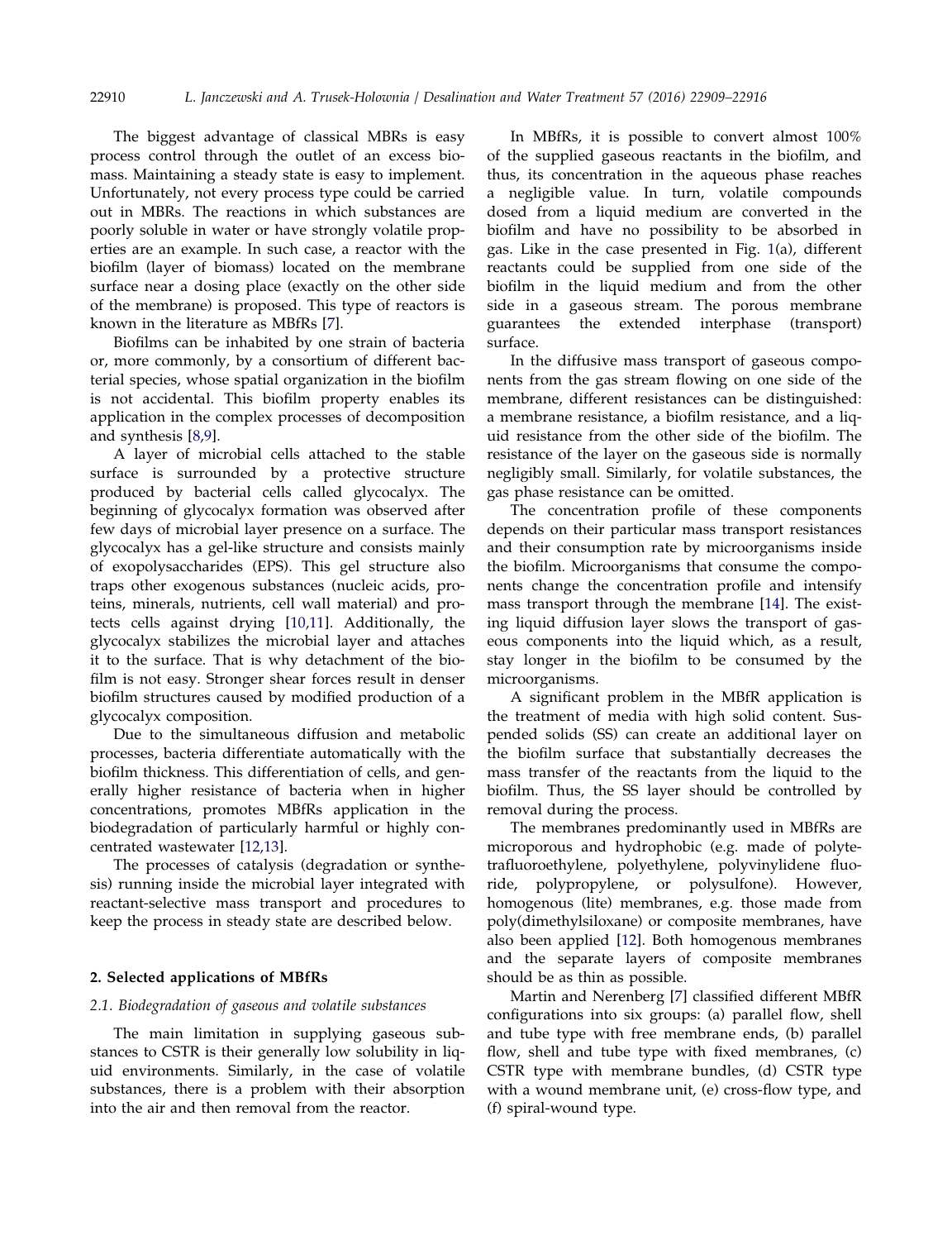The biggest advantage of classical MBRs is easy process control through the outlet of an excess biomass. Maintaining a steady state is easy to implement. Unfortunately, not every process type could be carried out in MBRs. The reactions in which substances are poorly soluble in water or have strongly volatile properties are an example. In such case, a reactor with the biofilm (layer of biomass) located on the membrane surface near a dosing place (exactly on the other side of the membrane) is proposed. This type of reactors is known in the literature as MBfRs [7].

Biofilms can be inhabited by one strain of bacteria or, more commonly, by a consortium of different bacterial species, whose spatial organization in the biofilm is not accidental. This biofilm property enables its application in the complex processes of decomposition and synthesis [8,9].

A layer of microbial cells attached to the stable surface is surrounded by a protective structure produced by bacterial cells called glycocalyx. The beginning of glycocalyx formation was observed after few days of microbial layer presence on a surface. The glycocalyx has a gel-like structure and consists mainly of exopolysaccharides (EPS). This gel structure also traps other exogenous substances (nucleic acids, proteins, minerals, nutrients, cell wall material) and protects cells against drying [10,11]. Additionally, the glycocalyx stabilizes the microbial layer and attaches it to the surface. That is why detachment of the biofilm is not easy. Stronger shear forces result in denser biofilm structures caused by modified production of a glycocalyx composition.

Due to the simultaneous diffusion and metabolic processes, bacteria differentiate automatically with the biofilm thickness. This differentiation of cells, and generally higher resistance of bacteria when in higher concentrations, promotes MBfRs application in the biodegradation of particularly harmful or highly concentrated wastewater [12,13].

The processes of catalysis (degradation or synthesis) running inside the microbial layer integrated with reactant-selective mass transport and procedures to keep the process in steady state are described below.

## 2. Selected applications of MBfRs

### 2.1. Biodegradation of gaseous and volatile substances

The main limitation in supplying gaseous substances to CSTR is their generally low solubility in liquid environments. Similarly, in the case of volatile substances, there is a problem with their absorption into the air and then removal from the reactor.

In MBfRs, it is possible to convert almost 100% of the supplied gaseous reactants in the biofilm, and thus, its concentration in the aqueous phase reaches a negligible value. In turn, volatile compounds dosed from a liquid medium are converted in the biofilm and have no possibility to be absorbed in gas. Like in the case presented in Fig. 1(a), different reactants could be supplied from one side of the biofilm in the liquid medium and from the other side in a gaseous stream. The porous membrane guarantees the extended interphase (transport) surface.

In the diffusive mass transport of gaseous components from the gas stream flowing on one side of the membrane, different resistances can be distinguished: a membrane resistance, a biofilm resistance, and a liquid resistance from the other side of the biofilm. The resistance of the layer on the gaseous side is normally negligibly small. Similarly, for volatile substances, the gas phase resistance can be omitted.

The concentration profile of these components depends on their particular mass transport resistances and their consumption rate by microorganisms inside the biofilm. Microorganisms that consume the components change the concentration profile and intensify mass transport through the membrane [14]. The existing liquid diffusion layer slows the transport of gaseous components into the liquid which, as a result, stay longer in the biofilm to be consumed by the microorganisms.

A significant problem in the MBfR application is the treatment of media with high solid content. Suspended solids (SS) can create an additional layer on the biofilm surface that substantially decreases the mass transfer of the reactants from the liquid to the biofilm. Thus, the SS layer should be controlled by removal during the process.

The membranes predominantly used in MBfRs are microporous and hydrophobic (e.g. made of polytetrafluoroethylene, polyethylene, polyvinylidene fluoride, polypropylene, or polysulfone). However, homogenous (lite) membranes, e.g. those made from poly(dimethylsiloxane) or composite membranes, have also been applied [12]. Both homogenous membranes and the separate layers of composite membranes should be as thin as possible.

Martin and Nerenberg [7] classified different MBfR configurations into six groups: (a) parallel flow, shell and tube type with free membrane ends, (b) parallel flow, shell and tube type with fixed membranes, (c) CSTR type with membrane bundles, (d) CSTR type with a wound membrane unit, (e) cross-flow type, and (f) spiral-wound type.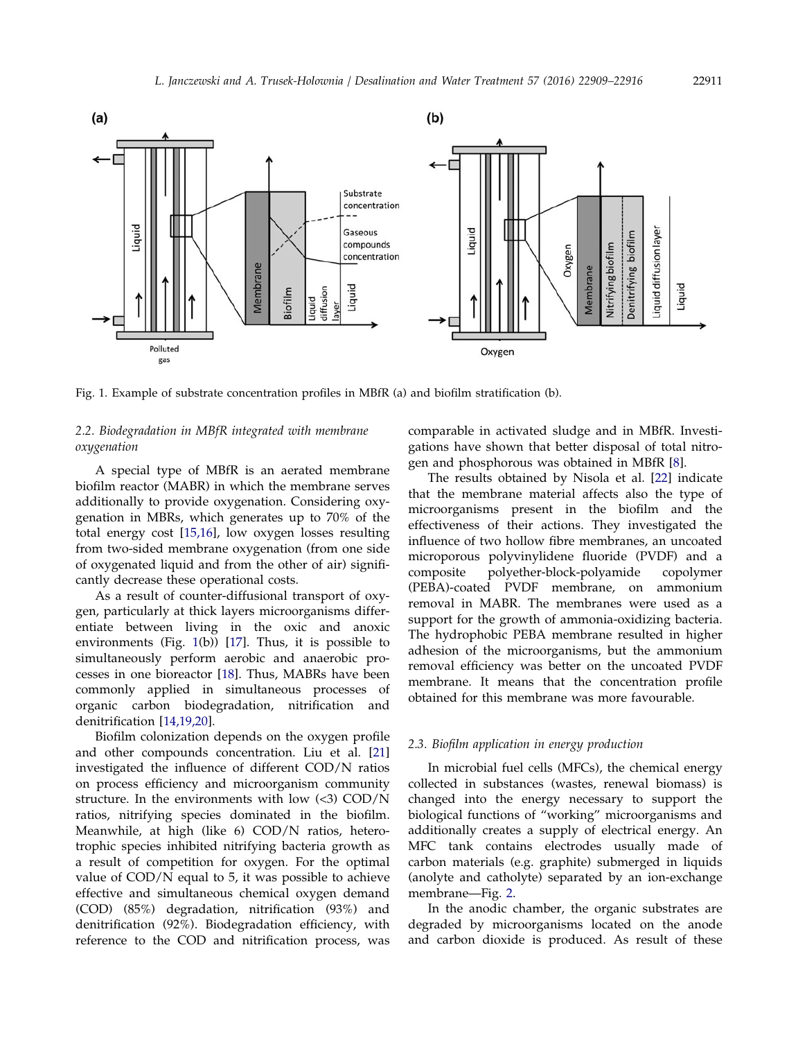Fig. 1. Example of substrate concentration profiles in MBfR (a) and biofilm stratification (b).

### 2.2. Biodegradation in MBfR integrated with membrane oxygenation

A special type of MBfR is an aerated membrane biofilm reactor (MABR) in which the membrane serves additionally to provide oxygenation. Considering oxygenation in MBRs, which generates up to 70% of the total energy cost [15,16], low oxygen losses resulting from two-sided membrane oxygenation (from one side of oxygenated liquid and from the other of air) significantly decrease these operational costs.

As a result of counter-diffusional transport of oxygen, particularly at thick layers microorganisms differentiate between living in the oxic and anoxic environments (Fig. 1(b)) [17]. Thus, it is possible to simultaneously perform aerobic and anaerobic processes in one bioreactor [18]. Thus, MABRs have been commonly applied in simultaneous processes of organic carbon biodegradation, nitrification and denitrification [14,19,20].

Biofilm colonization depends on the oxygen profile and other compounds concentration. Liu et al. [21] investigated the influence of different COD/N ratios on process efficiency and microorganism community structure. In the environments with low (<3) COD/N ratios, nitrifying species dominated in the biofilm. Meanwhile, at high (like 6) COD/N ratios, heterotrophic species inhibited nitrifying bacteria growth as a result of competition for oxygen. For the optimal value of COD/N equal to 5, it was possible to achieve effective and simultaneous chemical oxygen demand (COD) (85%) degradation, nitrification (93%) and denitrification (92%). Biodegradation efficiency, with reference to the COD and nitrification process, was comparable in activated sludge and in MBfR. Investigations have shown that better disposal of total nitrogen and phosphorous was obtained in MBfR [8].

The results obtained by Nisola et al. [22] indicate that the membrane material affects also the type of microorganisms present in the biofilm and the effectiveness of their actions. They investigated the influence of two hollow fibre membranes, an uncoated microporous polyvinylidene fluoride (PVDF) and a composite polyether-block-polyamide copolymer (PEBA)-coated PVDF membrane, on ammonium removal in MABR. The membranes were used as a support for the growth of ammonia-oxidizing bacteria. The hydrophobic PEBA membrane resulted in higher adhesion of the microorganisms, but the ammonium removal efficiency was better on the uncoated PVDF membrane. It means that the concentration profile obtained for this membrane was more favourable.

### 2.3. Biofilm application in energy production

In microbial fuel cells (MFCs), the chemical energy collected in substances (wastes, renewal biomass) is changed into the energy necessary to support the biological functions of "working" microorganisms and additionally creates a supply of electrical energy. An MFC tank contains electrodes usually made of carbon materials (e.g. graphite) submerged in liquids (anolyte and catholyte) separated by an ion-exchange membrane—Fig. 2.

In the anodic chamber, the organic substrates are degraded by microorganisms located on the anode and carbon dioxide is produced. As result of these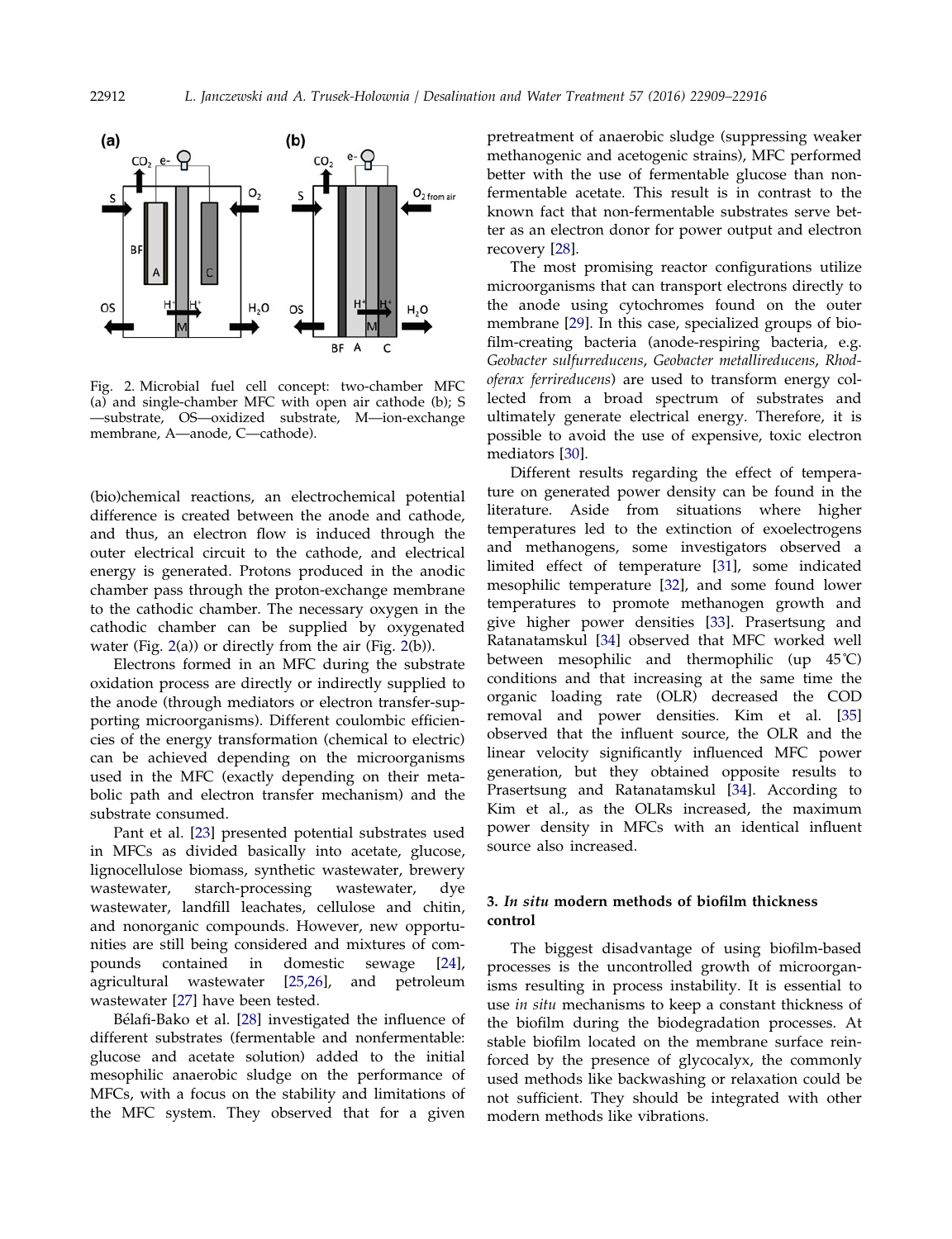Fig. 2. Microbial fuel cell concept: two-chamber MFC (a) and single-chamber MFC with open air cathode (b); S—substrate, OS—oxidized substrate, M—ion-exchange membrane, A—anode, C—cathode).

(bio)chemical reactions, an electrochemical potential difference is created between the anode and cathode, and thus, an electron flow is induced through the outer electrical circuit to the cathode, and electrical energy is generated. Protons produced in the anodic chamber pass through the proton-exchange membrane to the cathodic chamber. The necessary oxygen in the cathodic chamber can be supplied by oxygenated water (Fig. 2(a)) or directly from the air (Fig. 2(b)).

Electrons formed in an MFC during the substrate oxidation process are directly or indirectly supplied to the anode (through mediators or electron transfer-supporting microorganisms). Different coulombic efficiencies of the energy transformation (chemical to electric) can be achieved depending on the microorganisms used in the MFC (exactly depending on their metabolic path and electron transfer mechanism) and the substrate consumed.

Pant et al. [23] presented potential substrates used in MFCs as divided basically into acetate, glucose, lignocellulose biomass, synthetic wastewater, brewery wastewater, starch-processing wastewater, dye wastewater, landfill leachates, cellulose and chitin, and nonorganic compounds. However, new opportunities are still being considered and mixtures of compounds contained in domestic sewage [24], agricultural wastewater [25,26], and petroleum wastewater [27] have been tested.

Bélafi-Bako et al. [28] investigated the influence of different substrates (fermentable and nonfermentable: glucose and acetate solution) added to the initial mesophilic anaerobic sludge on the performance of MFCs, with a focus on the stability and limitations of the MFC system. They observed that for a given pretreatment of anaerobic sludge (suppressing weaker methanogenic and acetogenic strains), MFC performed better with the use of fermentable glucose than nonfermentable acetate. This result is in contrast to the known fact that non-fermentable substrates serve better as an electron donor for power output and electron recovery [28].

The most promising reactor configurations utilize microorganisms that can transport electrons directly to the anode using cytochromes found on the outer membrane [29]. In this case, specialized groups of biofilm-creating bacteria (anode-respiring bacteria, e.g. *Geobacter sulfurreducens*, *Geobacter metallireducens*, *Rhodoferax ferrireducens*) are used to transform energy collected from a broad spectrum of substrates and ultimately generate electrical energy. Therefore, it is possible to avoid the use of expensive, toxic electron mediators [30].

Different results regarding the effect of temperature on generated power density can be found in the literature. Aside from situations where higher temperatures led to the extinction of exoelectrogens and methanogens, some investigators observed a limited effect of temperature [31], some indicated mesophilic temperature [32], and some found lower temperatures to promote methanogen growth and give higher power densities [33]. Prasertsung and Ratanatamskul [34] observed that MFC worked well between mesophilic and thermophilic (up 45˚C) conditions and that increasing at the same time the organic loading rate (OLR) decreased the COD removal and power densities. Kim et al. [35] observed that the influent source, the OLR and the linear velocity significantly influenced MFC power generation, but they obtained opposite results to Prasertsung and Ratanatamskul [34]. According to Kim et al., as the OLRs increased, the maximum power density in MFCs with an identical influent source also increased.

## 3. *In situ* modern methods of biofilm thickness control

The biggest disadvantage of using biofilm-based processes is the uncontrolled growth of microorganisms resulting in process instability. It is essential to use *in situ* mechanisms to keep a constant thickness of the biofilm during the biodegradation processes. At stable biofilm located on the membrane surface reinforced by the presence of glycocalyx, the commonly used methods like backwashing or relaxation could be not sufficient. They should be integrated with other modern methods like vibrations.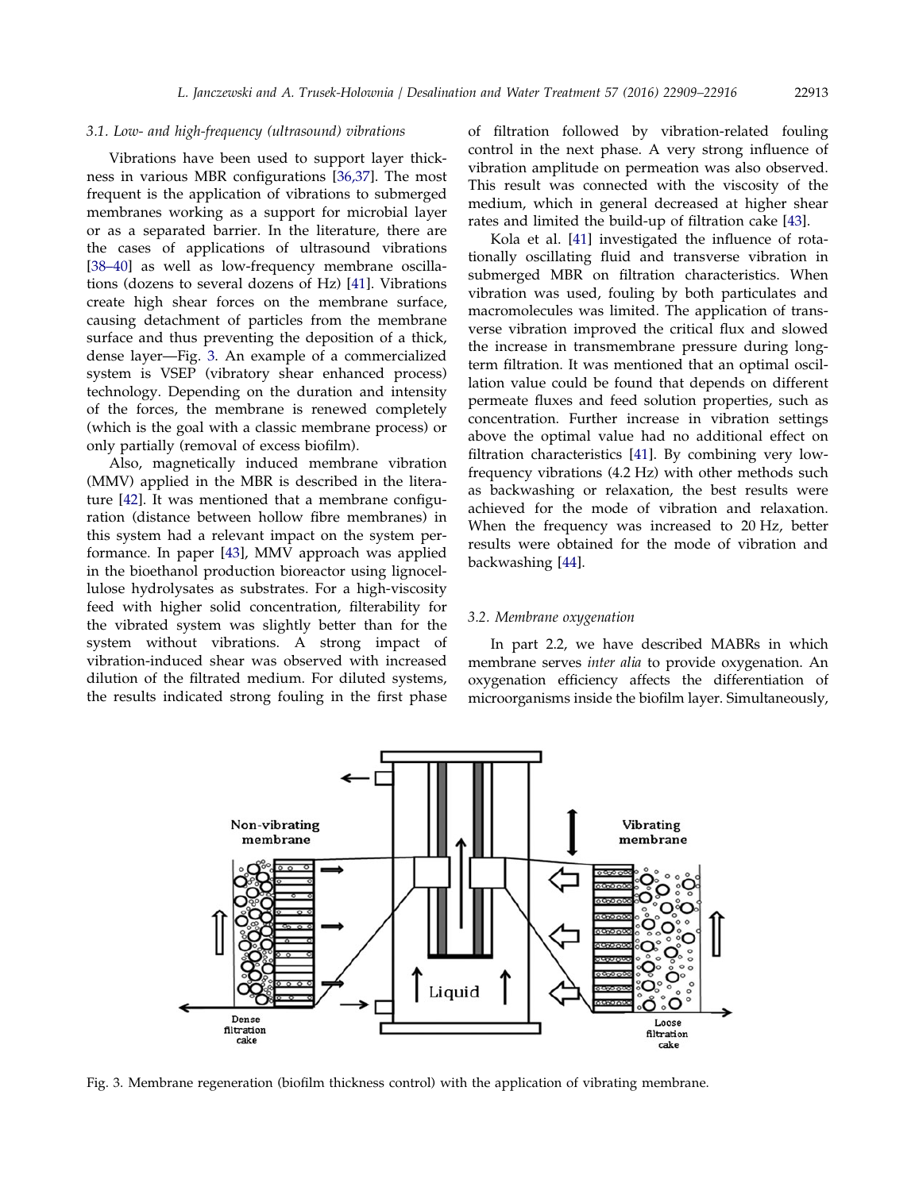### 3.1. Low- and high-frequency (ultrasound) vibrations

Vibrations have been used to support layer thickness in various MBR configurations [36,37]. The most frequent is the application of vibrations to submerged membranes working as a support for microbial layer or as a separated barrier. In the literature, there are the cases of applications of ultrasound vibrations [38–40] as well as low-frequency membrane oscillations (dozens to several dozens of Hz) [41]. Vibrations create high shear forces on the membrane surface, causing detachment of particles from the membrane surface and thus preventing the deposition of a thick, dense layer—Fig. 3. An example of a commercialized system is VSEP (vibratory shear enhanced process) technology. Depending on the duration and intensity of the forces, the membrane is renewed completely (which is the goal with a classic membrane process) or only partially (removal of excess biofilm).

Also, magnetically induced membrane vibration (MMV) applied in the MBR is described in the literature [42]. It was mentioned that a membrane configuration (distance between hollow fibre membranes) in this system had a relevant impact on the system performance. In paper [43], MMV approach was applied in the bioethanol production bioreactor using lignocellulose hydrolysates as substrates. For a high-viscosity feed with higher solid concentration, filterability for the vibrated system was slightly better than for the system without vibrations. A strong impact of vibration-induced shear was observed with increased dilution of the filtrated medium. For diluted systems, the results indicated strong fouling in the first phase of filtration followed by vibration-related fouling control in the next phase. A very strong influence of vibration amplitude on permeation was also observed. This result was connected with the viscosity of the medium, which in general decreased at higher shear rates and limited the build-up of filtration cake [43].

Kola et al. [41] investigated the influence of rotationally oscillating fluid and transverse vibration in submerged MBR on filtration characteristics. When vibration was used, fouling by both particulates and macromolecules was limited. The application of transverse vibration improved the critical flux and slowed the increase in transmembrane pressure during long-term filtration. It was mentioned that an optimal oscillation value could be found that depends on different permeate fluxes and feed solution properties, such as concentration. Further increase in vibration settings above the optimal value had no additional effect on filtration characteristics [41]. By combining very low-frequency vibrations (4.2 Hz) with other methods such as backwashing or relaxation, the best results were achieved for the mode of vibration and relaxation. When the frequency was increased to 20 Hz, better results were obtained for the mode of vibration and backwashing [44].

### 3.2. Membrane oxygenation

In part 2.2, we have described MABRs in which membrane serves *inter alia* to provide oxygenation. An oxygenation efficiency affects the differentiation of microorganisms inside the biofilm layer. Simultaneously,

Fig. 3. Membrane regeneration (biofilm thickness control) with the application of vibrating membrane.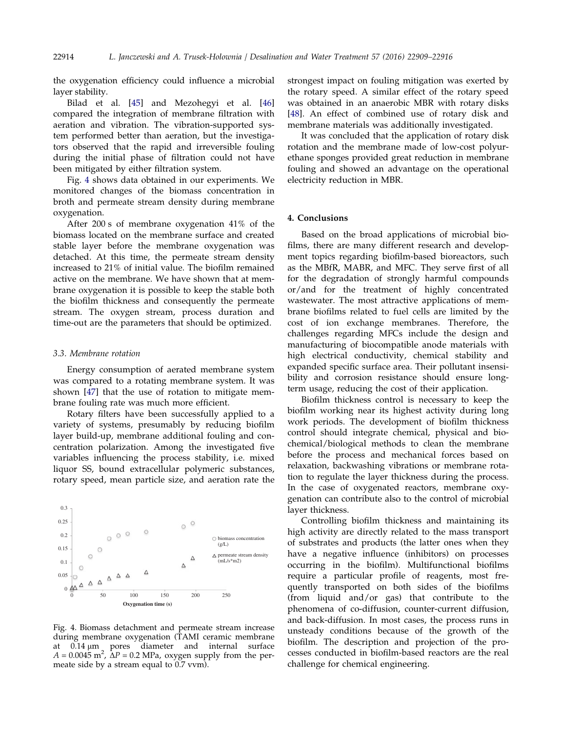the oxygenation efficiency could influence a microbial layer stability.

Bilad et al. [45] and Mezohegyi et al. [46] compared the integration of membrane filtration with aeration and vibration. The vibration-supported system performed better than aeration, but the investigators observed that the rapid and irreversible fouling during the initial phase of filtration could not have been mitigated by either filtration system.

Fig. 4 shows data obtained in our experiments. We monitored changes of the biomass concentration in broth and permeate stream density during membrane oxygenation.

After 200 s of membrane oxygenation 41% of the biomass located on the membrane surface and created stable layer before the membrane oxygenation was detached. At this time, the permeate stream density increased to 21% of initial value. The biofilm remained active on the membrane. We have shown that at membrane oxygenation it is possible to keep the stable both the biofilm thickness and consequently the permeate stream. The oxygen stream, process duration and time-out are the parameters that should be optimized.

### 3.3. Membrane rotation

Energy consumption of aerated membrane system was compared to a rotating membrane system. It was shown [47] that the use of rotation to mitigate membrane fouling rate was much more efficient.

Rotary filters have been successfully applied to a variety of systems, presumably by reducing biofilm layer build-up, membrane additional fouling and concentration polarization. Among the investigated five variables influencing the process stability, i.e. mixed liquor SS, bound extracellular polymeric substances, rotary speed, mean particle size, and aeration rate the strongest impact on fouling mitigation was exerted by the rotary speed. A similar effect of the rotary speed was obtained in an anaerobic MBR with rotary disks [48]. An effect of combined use of rotary disk and membrane materials was additionally investigated.

It was concluded that the application of rotary disk rotation and the membrane made of low-cost polyurethane sponges provided great reduction in membrane fouling and showed an advantage on the operational electricity reduction in MBR.

Fig. 4. Biomass detachment and permeate stream increase during membrane oxygenation (TAMI ceramic membrane at 0.14 μm pores diameter and internal surface $A = 0.0045$ m$^2$, $\Delta P = 0.2$ MPa, oxygen supply from the permeate side by a stream equal to 0.7 vvm).

## 4. Conclusions

Based on the broad applications of microbial biofilms, there are many different research and development topics regarding biofilm-based bioreactors, such as the MBfR, MABR, and MFC. They serve first of all for the degradation of strongly harmful compounds or/and for the treatment of highly concentrated wastewater. The most attractive applications of membrane biofilms related to fuel cells are limited by the cost of ion exchange membranes. Therefore, the challenges regarding MFCs include the design and manufacturing of biocompatible anode materials with high electrical conductivity, chemical stability and expanded specific surface area. Their pollutant insensibility and corrosion resistance should ensure long-term usage, reducing the cost of their application.

Biofilm thickness control is necessary to keep the biofilm working near its highest activity during long work periods. The development of biofilm thickness control should integrate chemical, physical and biochemical/biological methods to clean the membrane before the process and mechanical forces based on relaxation, backwashing vibrations or membrane rotation to regulate the layer thickness during the process. In the case of oxygenated reactors, membrane oxygenation can contribute also to the control of microbial layer thickness.

Controlling biofilm thickness and maintaining its high activity are directly related to the mass transport of substrates and products (the latter ones when they have a negative influence (inhibitors) on processes occurring in the biofilm). Multifunctional biofilms require a particular profile of reagents, most frequently transported on both sides of the biofilms (from liquid and/or gas) that contribute to the phenomena of co-diffusion, counter-current diffusion, and back-diffusion. In most cases, the process runs in unsteady conditions because of the growth of the biofilm. The description and projection of the processes conducted in biofilm-based reactors are the real challenge for chemical engineering.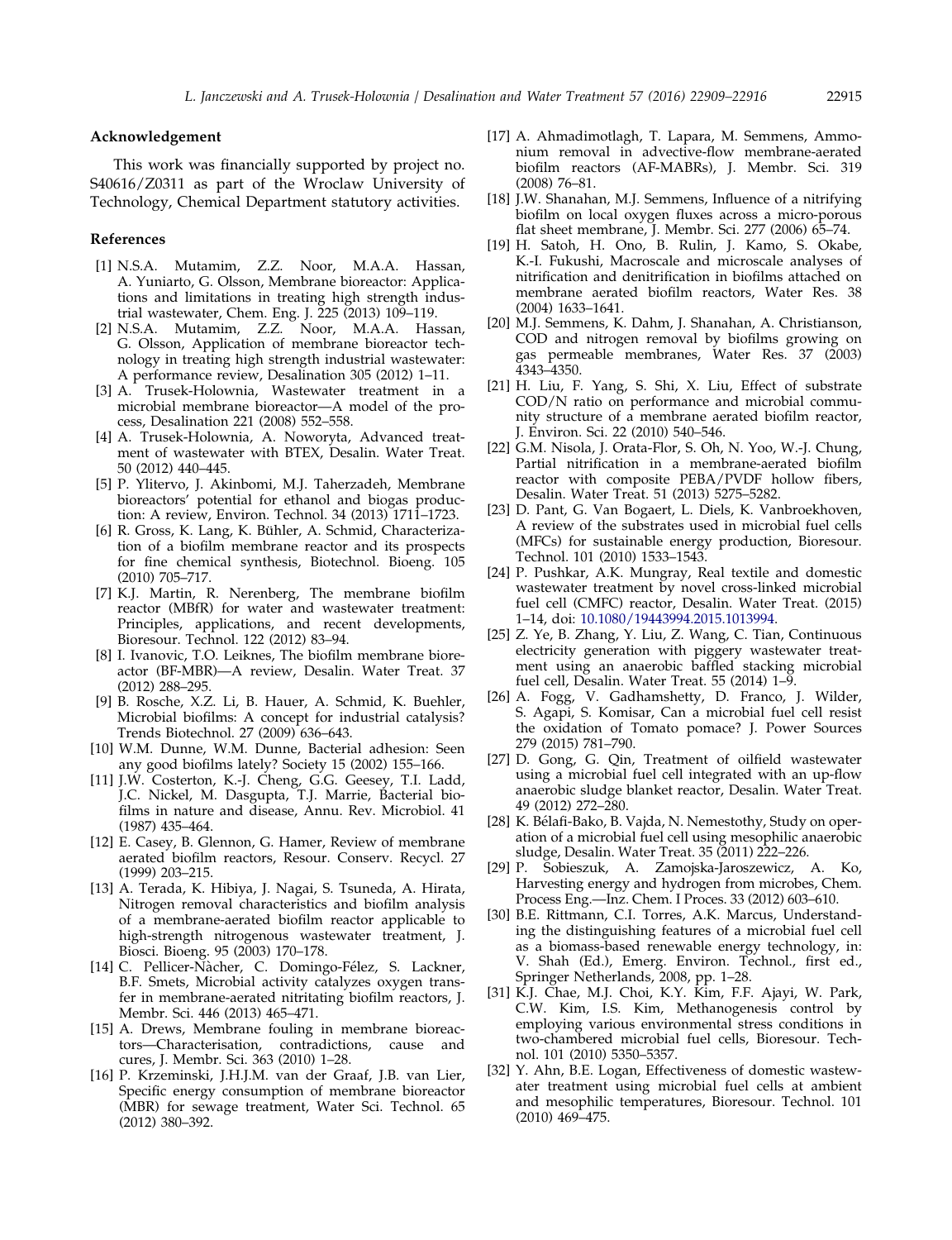## Acknowledgement

This work was financially supported by project no. S40616/Z0311 as part of the Wroclaw University of Technology, Chemical Department statutory activities.

## References

[1] N.S.A. Mutamim, Z.Z. Noor, M.A.A. Hassan, A. Yuniarto, G. Olsson, Membrane bioreactor: Applications and limitations in treating high strength industrial wastewater, Chem. Eng. J. 225 (2013) 109–119.

[2] N.S.A. Mutamim, Z.Z. Noor, M.A.A. Hassan, G. Olsson, Application of membrane bioreactor technology in treating high strength industrial wastewater: A performance review, Desalination 305 (2012) 1–11.

[3] A. Trusek-Holownia, Wastewater treatment in a microbial membrane bioreactor—A model of the process, Desalination 221 (2008) 552–558.

[4] A. Trusek-Holownia, A. Noworyta, Advanced treatment of wastewater with BTEX, Desalin. Water Treat. 50 (2012) 440–445.

[5] P. Ylitervo, J. Akinbomi, M.J. Taherzadeh, Membrane bioreactors' potential for ethanol and biogas production: A review, Environ. Technol. 34 (2013) 1711–1723.

[6] R. Gross, K. Lang, K. Bühler, A. Schmid, Characterization of a biofilm membrane reactor and its prospects for fine chemical synthesis, Biotechnol. Bioeng. 105 (2010) 705–717.

[7] K.J. Martin, R. Nerenberg, The membrane biofilm reactor (MBfR) for water and wastewater treatment: Principles, applications, and recent developments, Bioresour. Technol. 122 (2012) 83–94.

[8] I. Ivanovic, T.O. Leiknes, The biofilm membrane bioreactor (BF-MBR)—A review, Desalin. Water Treat. 37 (2012) 288–295.

[9] B. Rosche, X.Z. Li, B. Hauer, A. Schmid, K. Buehler, Microbial biofilms: A concept for industrial catalysis? Trends Biotechnol. 27 (2009) 636–643.

[10] W.M. Dunne, W.M. Dunne, Bacterial adhesion: Seen any good biofilms lately? Society 15 (2002) 155–166.

[11] J.W. Costerton, K.-J. Cheng, G.G. Geesey, T.I. Ladd, J.C. Nickel, M. Dasgupta, T.J. Marrie, Bacterial biofilms in nature and disease, Annu. Rev. Microbiol. 41 (1987) 435–464.

[12] E. Casey, B. Glennon, G. Hamer, Review of membrane aerated biofilm reactors, Resour. Conserv. Recycl. 27 (1999) 203–215.

[13] A. Terada, K. Hibiya, J. Nagai, S. Tsuneda, A. Hirata, Nitrogen removal characteristics and biofilm analysis of a membrane-aerated biofilm reactor applicable to high-strength nitrogenous wastewater treatment, J. Biosci. Bioeng. 95 (2003) 170–178.

[14] C. Pellicer-Nàcher, C. Domingo-Félez, S. Lackner, B.F. Smets, Microbial activity catalyzes oxygen transfer in membrane-aerated nitritating biofilm reactors, J. Membr. Sci. 446 (2013) 465–471.

[15] A. Drews, Membrane fouling in membrane bioreactors—Characterisation, contradictions, cause and cures, J. Membr. Sci. 363 (2010) 1–28.

[16] P. Krzeminski, J.H.J.M. van der Graaf, J.B. van Lier, Specific energy consumption of membrane bioreactor (MBR) for sewage treatment, Water Sci. Technol. 65 (2012) 380–392.

[17] A. Ahmadimotlagh, T. Lapara, M. Semmens, Ammonium removal in advective-flow membrane-aerated biofilm reactors (AF-MABRs), J. Membr. Sci. 319 (2008) 76–81.

[18] J.W. Shanahan, M.J. Semmens, Influence of a nitrifying biofilm on local oxygen fluxes across a micro-porous flat sheet membrane, J. Membr. Sci. 277 (2006) 65–74.

[19] H. Satoh, H. Ono, B. Rulin, J. Kamo, S. Okabe, K.-I. Fukushi, Macroscale and microscale analyses of nitrification and denitrification in biofilms attached on membrane aerated biofilm reactors, Water Res. 38 (2004) 1633–1641.

[20] M.J. Semmens, K. Dahm, J. Shanahan, A. Christianson, COD and nitrogen removal by biofilms growing on gas permeable membranes, Water Res. 37 (2003) 4343–4350.

[21] H. Liu, F. Yang, S. Shi, X. Liu, Effect of substrate COD/N ratio on performance and microbial community structure of a membrane aerated biofilm reactor, J. Environ. Sci. 22 (2010) 540–546.

[22] G.M. Nisola, J. Orata-Flor, S. Oh, N. Yoo, W.-J. Chung, Partial nitrification in a membrane-aerated biofilm reactor with composite PEBA/PVDF hollow fibers, Desalin. Water Treat. 51 (2013) 5275–5282.

[23] D. Pant, G. Van Bogaert, L. Diels, K. Vanbroekhoven, A review of the substrates used in microbial fuel cells (MFCs) for sustainable energy production, Bioresour. Technol. 101 (2010) 1533–1543.

[24] P. Pushkar, A.K. Mungray, Real textile and domestic wastewater treatment by novel cross-linked microbial fuel cell (CMFC) reactor, Desalin. Water Treat. (2015) 1–14, doi: 10.1080/19443994.2015.1013994.

[25] Z. Ye, B. Zhang, Y. Liu, Z. Wang, C. Tian, Continuous electricity generation with piggery wastewater treatment using an anaerobic baffled stacking microbial fuel cell, Desalin. Water Treat. 55 (2014) 1–9.

[26] A. Fogg, V. Gadhamshetty, D. Franco, J. Wilder, S. Agapi, S. Komisar, Can a microbial fuel cell resist the oxidation of Tomato pomace? J. Power Sources 279 (2015) 781–790.

[27] D. Gong, G. Qin, Treatment of oilfield wastewater using a microbial fuel cell integrated with an up-flow anaerobic sludge blanket reactor, Desalin. Water Treat. 49 (2012) 272–280.

[28] K. Bélafi-Bako, B. Vajda, N. Nemestothy, Study on operation of a microbial fuel cell using mesophilic anaerobic sludge, Desalin. Water Treat. 35 (2011) 222–226.

[29] P. Sobieszuk, A. Zamojska-Jaroszewicz, A. Ko, Harvesting energy and hydrogen from microbes, Chem. Process Eng.—Inz. Chem. I Proces. 33 (2012) 603–610.

[30] B.E. Rittmann, C.I. Torres, A.K. Marcus, Understanding the distinguishing features of a microbial fuel cell as a biomass-based renewable energy technology, in: V. Shah (Ed.), Emerg. Environ. Technol., first ed., Springer Netherlands, 2008, pp. 1–28.

[31] K.J. Chae, M.J. Choi, K.Y. Kim, F.F. Ajayi, W. Park, C.W. Kim, I.S. Kim, Methanogenesis control by employing various environmental stress conditions in two-chambered microbial fuel cells, Bioresour. Technol. 101 (2010) 5350–5357.

[32] Y. Ahn, B.E. Logan, Effectiveness of domestic wastewater treatment using microbial fuel cells at ambient and mesophilic temperatures, Bioresour. Technol. 101 (2010) 469–475.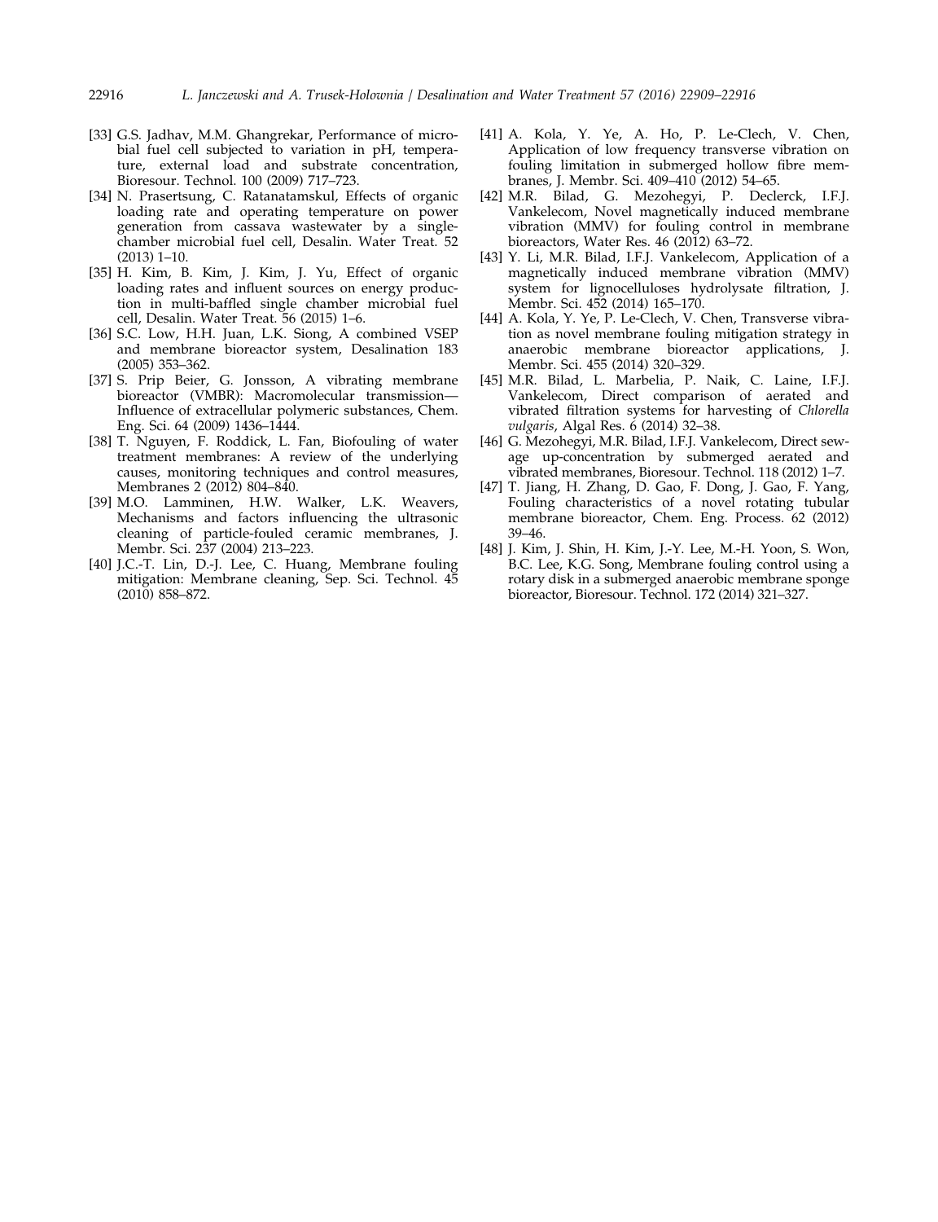[33] G.S. Jadhav, M.M. Ghangrekar, Performance of microbial fuel cell subjected to variation in pH, temperature, external load and substrate concentration, Bioresour. Technol. 100 (2009) 717–723.

[34] N. Prasertsung, C. Ratanatamskul, Effects of organic loading rate and operating temperature on power generation from cassava wastewater by a single-chamber microbial fuel cell, Desalin. Water Treat. 52 (2013) 1–10.

[35] H. Kim, B. Kim, J. Kim, J. Yu, Effect of organic loading rates and influent sources on energy production in multi-baffled single chamber microbial fuel cell, Desalin. Water Treat. 56 (2015) 1–6.

[36] S.C. Low, H.H. Juan, L.K. Siong, A combined VSEP and membrane bioreactor system, Desalination 183 (2005) 353–362.

[37] S. Prip Beier, G. Jonsson, A vibrating membrane bioreactor (VMBR): Macromolecular transmission—Influence of extracellular polymeric substances, Chem. Eng. Sci. 64 (2009) 1436–1444.

[38] T. Nguyen, F. Roddick, L. Fan, Biofouling of water treatment membranes: A review of the underlying causes, monitoring techniques and control measures, Membranes 2 (2012) 804–840.

[39] M.O. Lamminen, H.W. Walker, L.K. Weavers, Mechanisms and factors influencing the ultrasonic cleaning of particle-fouled ceramic membranes, J. Membr. Sci. 237 (2004) 213–223.

[40] J.C.-T. Lin, D.-J. Lee, C. Huang, Membrane fouling mitigation: Membrane cleaning, Sep. Sci. Technol. 45 (2010) 858–872.

[41] A. Kola, Y. Ye, A. Ho, P. Le-Clech, V. Chen, Application of low frequency transverse vibration on fouling limitation in submerged hollow fibre membranes, J. Membr. Sci. 409–410 (2012) 54–65.

[42] M.R. Bilad, G. Mezohegyi, P. Declerck, I.F.J. Vankelecom, Novel magnetically induced membrane vibration (MMV) for fouling control in membrane bioreactors, Water Res. 46 (2012) 63–72.

[43] Y. Li, M.R. Bilad, I.F.J. Vankelecom, Application of a magnetically induced membrane vibration (MMV) system for lignocelluloses hydrolysate filtration, J. Membr. Sci. 452 (2014) 165–170.

[44] A. Kola, Y. Ye, P. Le-Clech, V. Chen, Transverse vibration as novel membrane fouling mitigation strategy in anaerobic membrane bioreactor applications, J. Membr. Sci. 455 (2014) 320–329.

[45] M.R. Bilad, L. Marbelia, P. Naik, C. Laine, I.F.J. Vankelecom, Direct comparison of aerated and vibrated filtration systems for harvesting of *Chlorella vulgaris*, Algal Res. 6 (2014) 32–38.

[46] G. Mezohegyi, M.R. Bilad, I.F.J. Vankelecom, Direct sewage up-concentration by submerged aerated and vibrated membranes, Bioresour. Technol. 118 (2012) 1–7.

[47] T. Jiang, H. Zhang, D. Gao, F. Dong, J. Gao, F. Yang, Fouling characteristics of a novel rotating tubular membrane bioreactor, Chem. Eng. Process. 62 (2012) 39–46.

[48] J. Kim, J. Shin, H. Kim, J.-Y. Lee, M.-H. Yoon, S. Won, B.C. Lee, K.G. Song, Membrane fouling control using a rotary disk in a submerged anaerobic membrane sponge bioreactor, Bioresour. Technol. 172 (2014) 321–327.